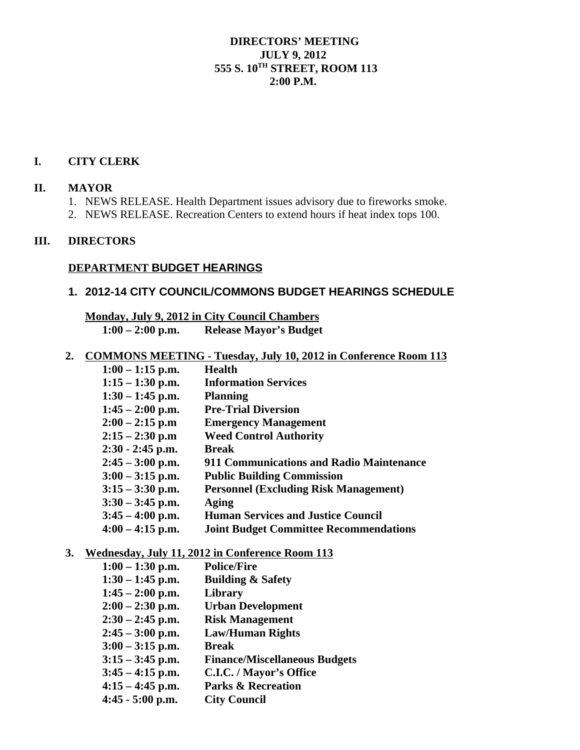**DIRECTORS' MEETING**
**JULY 9, 2012**
**555 S. 10TH STREET, ROOM 113**
**2:00 P.M.**

## I. CITY CLERK

## II. MAYOR

1. NEWS RELEASE. Health Department issues advisory due to fireworks smoke.
2. NEWS RELEASE. Recreation Centers to extend hours if heat index tops 100.

## III. DIRECTORS

### DEPARTMENT BUDGET HEARINGS

**1. 2012-14 CITY COUNCIL/COMMONS BUDGET HEARINGS SCHEDULE**

**Monday, July 9, 2012 in City Council Chambers**

| | |
|---|---|
| **1:00 – 2:00 p.m.** | **Release Mayor's Budget** |

**2. COMMONS MEETING - Tuesday, July 10, 2012 in Conference Room 113**

| | |
|---|---|
| **1:00 – 1:15 p.m.** | **Health** |
| **1:15 – 1:30 p.m.** | **Information Services** |
| **1:30 – 1:45 p.m.** | **Planning** |
| **1:45 – 2:00 p.m.** | **Pre-Trial Diversion** |
| **2:00 – 2:15 p.m** | **Emergency Management** |
| **2:15 – 2:30 p.m** | **Weed Control Authority** |
| **2:30 - 2:45 p.m.** | **Break** |
| **2:45 – 3:00 p.m.** | **911 Communications and Radio Maintenance** |
| **3:00 – 3:15 p.m.** | **Public Building Commission** |
| **3:15 – 3:30 p.m.** | **Personnel (Excluding Risk Management)** |
| **3:30 – 3:45 p.m.** | **Aging** |
| **3:45 – 4:00 p.m.** | **Human Services and Justice Council** |
| **4:00 – 4:15 p.m.** | **Joint Budget Committee Recommendations** |

**3. Wednesday, July 11, 2012 in Conference Room 113**

| | |
|---|---|
| **1:00 – 1:30 p.m.** | **Police/Fire** |
| **1:30 – 1:45 p.m.** | **Building & Safety** |
| **1:45 – 2:00 p.m.** | **Library** |
| **2:00 – 2:30 p.m.** | **Urban Development** |
| **2:30 – 2:45 p.m.** | **Risk Management** |
| **2:45 – 3:00 p.m.** | **Law/Human Rights** |
| **3:00 – 3:15 p.m.** | **Break** |
| **3:15 – 3:45 p.m.** | **Finance/Miscellaneous Budgets** |
| **3:45 – 4:15 p.m.** | **C.I.C. / Mayor's Office** |
| **4:15 – 4:45 p.m.** | **Parks & Recreation** |
| **4:45 - 5:00 p.m.** | **City Council** |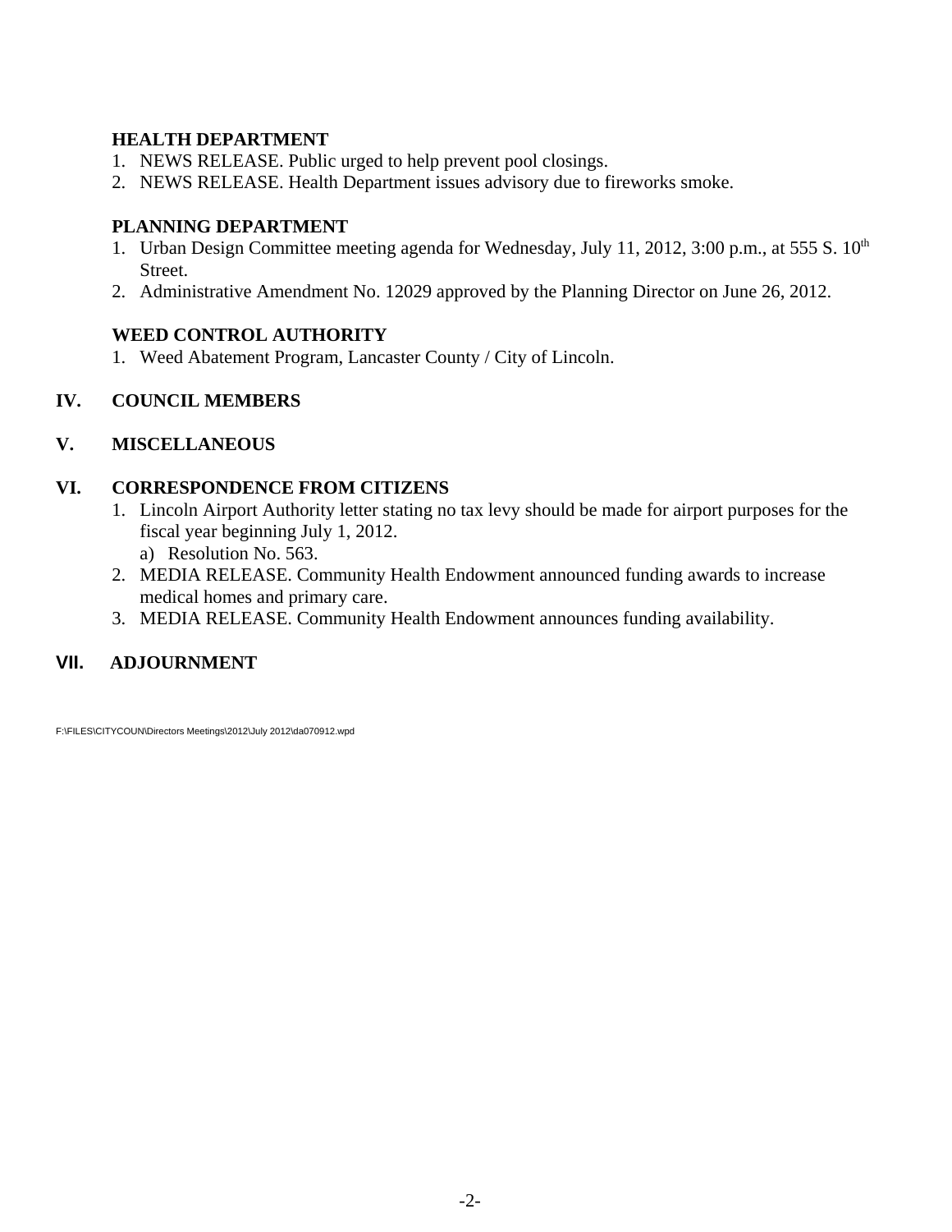**HEALTH DEPARTMENT**

1. NEWS RELEASE. Public urged to help prevent pool closings.
2. NEWS RELEASE. Health Department issues advisory due to fireworks smoke.

**PLANNING DEPARTMENT**

1. Urban Design Committee meeting agenda for Wednesday, July 11, 2012, 3:00 p.m., at 555 S. 10th Street.
2. Administrative Amendment No. 12029 approved by the Planning Director on June 26, 2012.

**WEED CONTROL AUTHORITY**

1. Weed Abatement Program, Lancaster County / City of Lincoln.

## IV. COUNCIL MEMBERS

## V. MISCELLANEOUS

## VI. CORRESPONDENCE FROM CITIZENS

1. Lincoln Airport Authority letter stating no tax levy should be made for airport purposes for the fiscal year beginning July 1, 2012.
   a) Resolution No. 563.
2. MEDIA RELEASE. Community Health Endowment announced funding awards to increase medical homes and primary care.
3. MEDIA RELEASE. Community Health Endowment announces funding availability.

## VII. ADJOURNMENT

F:\FILES\CITYCOUN\Directors Meetings\2012\July 2012\da070912.wpd